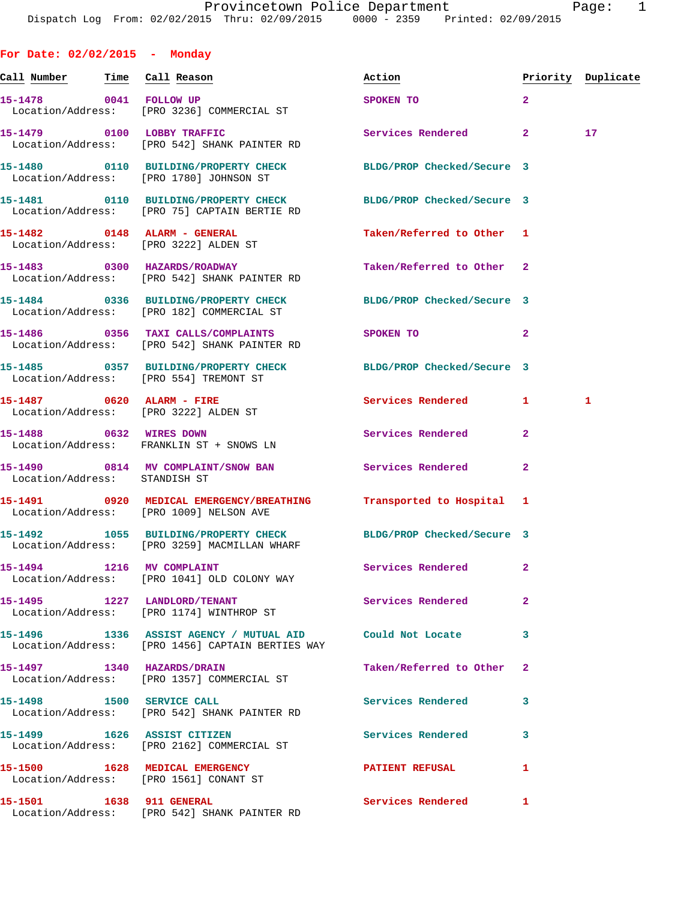# Provincetown Police Department

Dispatch Log From: 02/02/2015 Thru: 02/09/2015 0000 - 2359 Printed: 02/09/2015

## For Date: 02/02/2015 - Monday

| Call Number | Time | Call Reason | Action | Priority | Duplicate |
|---|---|---|---|---|---|
| 15-1478 | 0041 | FOLLOW UP | SPOKEN TO | 2 | |
| Location/Address: | | [PRO 3236] COMMERCIAL ST | | | |
| 15-1479 | 0100 | LOBBY TRAFFIC | Services Rendered | 2 | 17 |
| Location/Address: | | [PRO 542] SHANK PAINTER RD | | | |
| 15-1480 | 0110 | BUILDING/PROPERTY CHECK | BLDG/PROP Checked/Secure | 3 | |
| Location/Address: | | [PRO 1780] JOHNSON ST | | | |
| 15-1481 | 0110 | BUILDING/PROPERTY CHECK | BLDG/PROP Checked/Secure | 3 | |
| Location/Address: | | [PRO 75] CAPTAIN BERTIE RD | | | |
| 15-1482 | 0148 | ALARM - GENERAL | Taken/Referred to Other | 1 | |
| Location/Address: | | [PRO 3222] ALDEN ST | | | |
| 15-1483 | 0300 | HAZARDS/ROADWAY | Taken/Referred to Other | 2 | |
| Location/Address: | | [PRO 542] SHANK PAINTER RD | | | |
| 15-1484 | 0336 | BUILDING/PROPERTY CHECK | BLDG/PROP Checked/Secure | 3 | |
| Location/Address: | | [PRO 182] COMMERCIAL ST | | | |
| 15-1486 | 0356 | TAXI CALLS/COMPLAINTS | SPOKEN TO | 2 | |
| Location/Address: | | [PRO 542] SHANK PAINTER RD | | | |
| 15-1485 | 0357 | BUILDING/PROPERTY CHECK | BLDG/PROP Checked/Secure | 3 | |
| Location/Address: | | [PRO 554] TREMONT ST | | | |
| 15-1487 | 0620 | ALARM - FIRE | Services Rendered | 1 | 1 |
| Location/Address: | | [PRO 3222] ALDEN ST | | | |
| 15-1488 | 0632 | WIRES DOWN | Services Rendered | 2 | |
| Location/Address: | | FRANKLIN ST + SNOWS LN | | | |
| 15-1490 | 0814 | MV COMPLAINT/SNOW BAN | Services Rendered | 2 | |
| Location/Address: | | STANDISH ST | | | |
| 15-1491 | 0920 | MEDICAL EMERGENCY/BREATHING | Transported to Hospital | 1 | |
| Location/Address: | | [PRO 1009] NELSON AVE | | | |
| 15-1492 | 1055 | BUILDING/PROPERTY CHECK | BLDG/PROP Checked/Secure | 3 | |
| Location/Address: | | [PRO 3259] MACMILLAN WHARF | | | |
| 15-1494 | 1216 | MV COMPLAINT | Services Rendered | 2 | |
| Location/Address: | | [PRO 1041] OLD COLONY WAY | | | |
| 15-1495 | 1227 | LANDLORD/TENANT | Services Rendered | 2 | |
| Location/Address: | | [PRO 1174] WINTHROP ST | | | |
| 15-1496 | 1336 | ASSIST AGENCY / MUTUAL AID | Could Not Locate | 3 | |
| Location/Address: | | [PRO 1456] CAPTAIN BERTIES WAY | | | |
| 15-1497 | 1340 | HAZARDS/DRAIN | Taken/Referred to Other | 2 | |
| Location/Address: | | [PRO 1357] COMMERCIAL ST | | | |
| 15-1498 | 1500 | SERVICE CALL | Services Rendered | 3 | |
| Location/Address: | | [PRO 542] SHANK PAINTER RD | | | |
| 15-1499 | 1626 | ASSIST CITIZEN | Services Rendered | 3 | |
| Location/Address: | | [PRO 2162] COMMERCIAL ST | | | |
| 15-1500 | 1628 | MEDICAL EMERGENCY | PATIENT REFUSAL | 1 | |
| Location/Address: | | [PRO 1561] CONANT ST | | | |
| 15-1501 | 1638 | 911 GENERAL | Services Rendered | 1 | |
| Location/Address: | | [PRO 542] SHANK PAINTER RD | | | |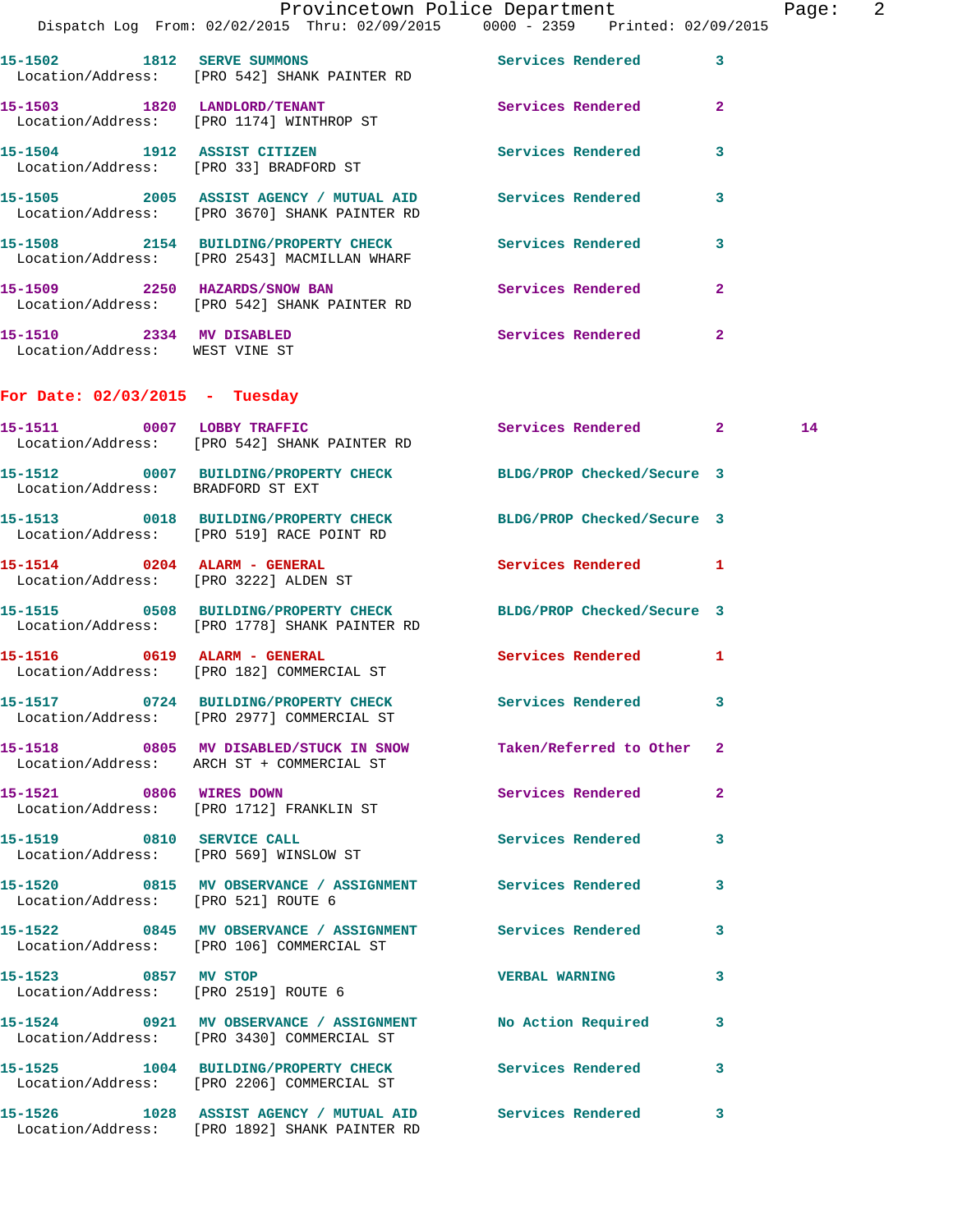15-1502 1812 SERVE SUMMONS Services Rendered 3
Location/Address: [PRO 542] SHANK PAINTER RD

15-1503 1820 LANDLORD/TENANT Services Rendered 2
Location/Address: [PRO 1174] WINTHROP ST

15-1504 1912 ASSIST CITIZEN Services Rendered 3
Location/Address: [PRO 33] BRADFORD ST

15-1505 2005 ASSIST AGENCY / MUTUAL AID Services Rendered 3
Location/Address: [PRO 3670] SHANK PAINTER RD

15-1508 2154 BUILDING/PROPERTY CHECK Services Rendered 3
Location/Address: [PRO 2543] MACMILLAN WHARF

15-1509 2250 HAZARDS/SNOW BAN Services Rendered 2
Location/Address: [PRO 542] SHANK PAINTER RD

15-1510 2334 MV DISABLED Services Rendered 2
Location/Address: WEST VINE ST

**For Date: 02/03/2015 - Tuesday**

15-1511 0007 LOBBY TRAFFIC Services Rendered 2 14
Location/Address: [PRO 542] SHANK PAINTER RD

15-1512 0007 BUILDING/PROPERTY CHECK BLDG/PROP Checked/Secure 3
Location/Address: BRADFORD ST EXT

15-1513 0018 BUILDING/PROPERTY CHECK BLDG/PROP Checked/Secure 3
Location/Address: [PRO 519] RACE POINT RD

15-1514 0204 ALARM - GENERAL Services Rendered 1
Location/Address: [PRO 3222] ALDEN ST

15-1515 0508 BUILDING/PROPERTY CHECK BLDG/PROP Checked/Secure 3
Location/Address: [PRO 1778] SHANK PAINTER RD

15-1516 0619 ALARM - GENERAL Services Rendered 1
Location/Address: [PRO 182] COMMERCIAL ST

15-1517 0724 BUILDING/PROPERTY CHECK Services Rendered 3
Location/Address: [PRO 2977] COMMERCIAL ST

15-1518 0805 MV DISABLED/STUCK IN SNOW Taken/Referred to Other 2
Location/Address: ARCH ST + COMMERCIAL ST

15-1521 0806 WIRES DOWN Services Rendered 2
Location/Address: [PRO 1712] FRANKLIN ST

15-1519 0810 SERVICE CALL Services Rendered 3
Location/Address: [PRO 569] WINSLOW ST

15-1520 0815 MV OBSERVANCE / ASSIGNMENT Services Rendered 3
Location/Address: [PRO 521] ROUTE 6

15-1522 0845 MV OBSERVANCE / ASSIGNMENT Services Rendered 3
Location/Address: [PRO 106] COMMERCIAL ST

15-1523 0857 MV STOP VERBAL WARNING 3
Location/Address: [PRO 2519] ROUTE 6

15-1524 0921 MV OBSERVANCE / ASSIGNMENT No Action Required 3
Location/Address: [PRO 3430] COMMERCIAL ST

15-1525 1004 BUILDING/PROPERTY CHECK Services Rendered 3
Location/Address: [PRO 2206] COMMERCIAL ST

15-1526 1028 ASSIST AGENCY / MUTUAL AID Services Rendered 3
Location/Address: [PRO 1892] SHANK PAINTER RD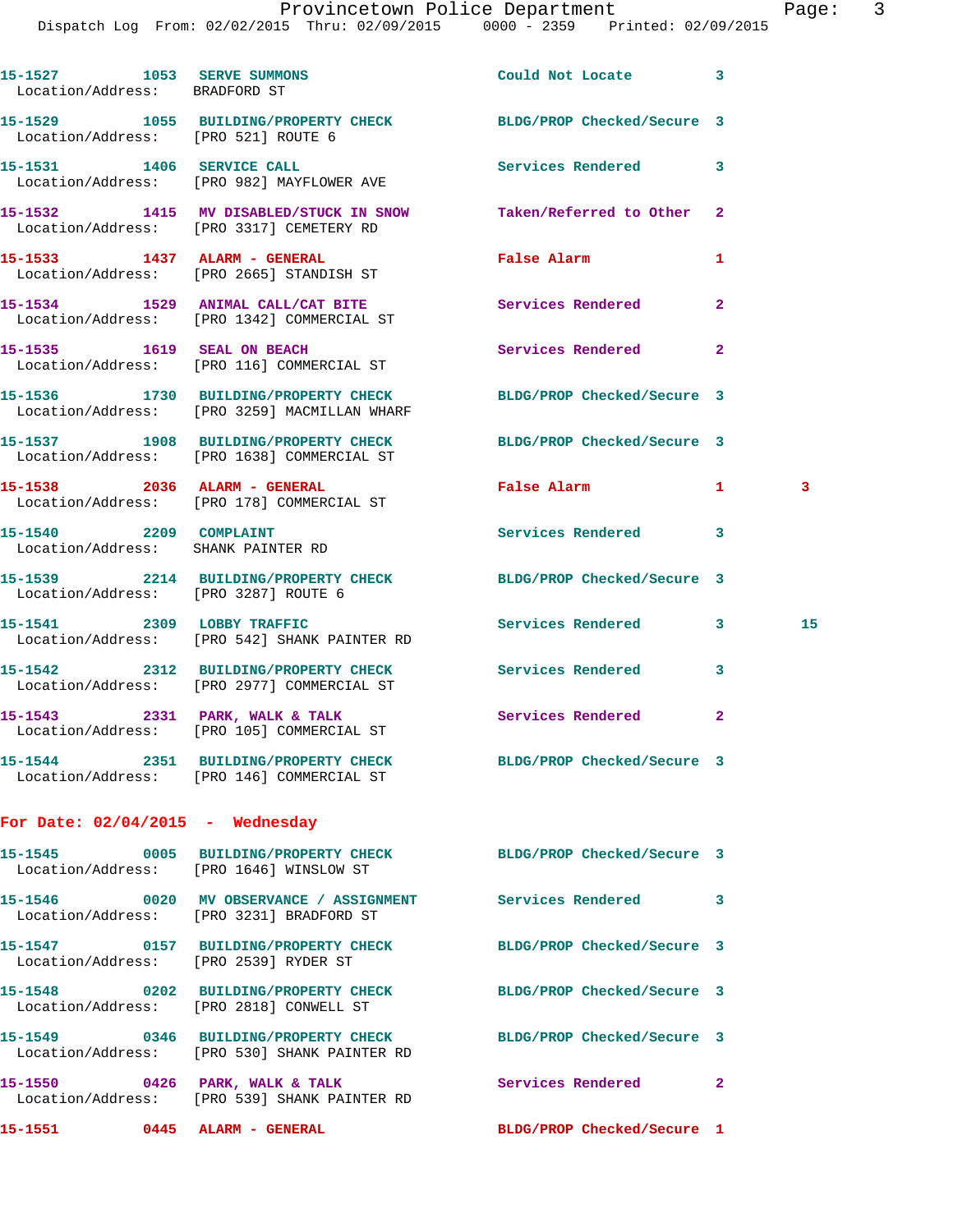15-1527 1053 SERVE SUMMONS Could Not Locate 3
Location/Address: BRADFORD ST

15-1529 1055 BUILDING/PROPERTY CHECK BLDG/PROP Checked/Secure 3
Location/Address: [PRO 521] ROUTE 6

15-1531 1406 SERVICE CALL Services Rendered 3
Location/Address: [PRO 982] MAYFLOWER AVE

15-1532 1415 MV DISABLED/STUCK IN SNOW Taken/Referred to Other 2
Location/Address: [PRO 3317] CEMETERY RD

15-1533 1437 ALARM - GENERAL False Alarm 1
Location/Address: [PRO 2665] STANDISH ST

15-1534 1529 ANIMAL CALL/CAT BITE Services Rendered 2
Location/Address: [PRO 1342] COMMERCIAL ST

15-1535 1619 SEAL ON BEACH Services Rendered 2
Location/Address: [PRO 116] COMMERCIAL ST

15-1536 1730 BUILDING/PROPERTY CHECK BLDG/PROP Checked/Secure 3
Location/Address: [PRO 3259] MACMILLAN WHARF

15-1537 1908 BUILDING/PROPERTY CHECK BLDG/PROP Checked/Secure 3
Location/Address: [PRO 1638] COMMERCIAL ST

15-1538 2036 ALARM - GENERAL False Alarm 1 3
Location/Address: [PRO 178] COMMERCIAL ST

15-1540 2209 COMPLAINT Services Rendered 3
Location/Address: SHANK PAINTER RD

15-1539 2214 BUILDING/PROPERTY CHECK BLDG/PROP Checked/Secure 3
Location/Address: [PRO 3287] ROUTE 6

15-1541 2309 LOBBY TRAFFIC Services Rendered 3 15
Location/Address: [PRO 542] SHANK PAINTER RD

15-1542 2312 BUILDING/PROPERTY CHECK Services Rendered 3
Location/Address: [PRO 2977] COMMERCIAL ST

15-1543 2331 PARK, WALK & TALK Services Rendered 2
Location/Address: [PRO 105] COMMERCIAL ST

15-1544 2351 BUILDING/PROPERTY CHECK BLDG/PROP Checked/Secure 3
Location/Address: [PRO 146] COMMERCIAL ST

**For Date: 02/04/2015 - Wednesday**

15-1545 0005 BUILDING/PROPERTY CHECK BLDG/PROP Checked/Secure 3
Location/Address: [PRO 1646] WINSLOW ST

15-1546 0020 MV OBSERVANCE / ASSIGNMENT Services Rendered 3
Location/Address: [PRO 3231] BRADFORD ST

15-1547 0157 BUILDING/PROPERTY CHECK BLDG/PROP Checked/Secure 3
Location/Address: [PRO 2539] RYDER ST

15-1548 0202 BUILDING/PROPERTY CHECK BLDG/PROP Checked/Secure 3
Location/Address: [PRO 2818] CONWELL ST

15-1549 0346 BUILDING/PROPERTY CHECK BLDG/PROP Checked/Secure 3
Location/Address: [PRO 530] SHANK PAINTER RD

15-1550 0426 PARK, WALK & TALK Services Rendered 2
Location/Address: [PRO 539] SHANK PAINTER RD

15-1551 0445 ALARM - GENERAL BLDG/PROP Checked/Secure 1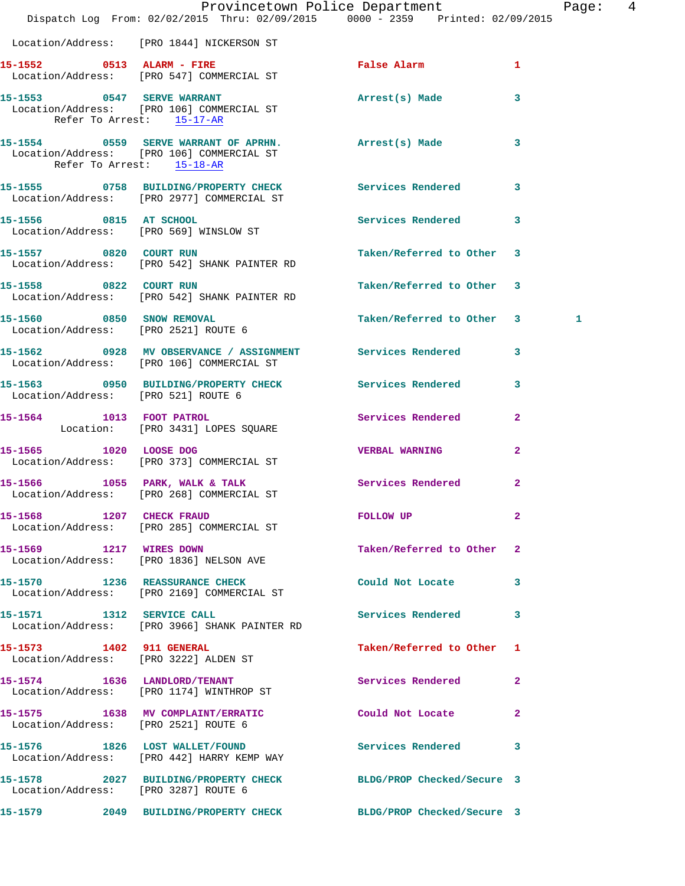Location/Address: [PRO 1844] NICKERSON ST

**15-1552** 0513 **ALARM - FIRE** False Alarm 1
Location/Address: [PRO 547] COMMERCIAL ST

**15-1553** 0547 **SERVE WARRANT** Arrest(s) Made 3
Location/Address: [PRO 106] COMMERCIAL ST
Refer To Arrest: 15-17-AR

**15-1554** 0559 **SERVE WARRANT OF APRHN.** Arrest(s) Made 3
Location/Address: [PRO 106] COMMERCIAL ST
Refer To Arrest: 15-18-AR

**15-1555** 0758 **BUILDING/PROPERTY CHECK** Services Rendered 3
Location/Address: [PRO 2977] COMMERCIAL ST

**15-1556** 0815 **AT SCHOOL** Services Rendered 3
Location/Address: [PRO 569] WINSLOW ST

**15-1557** 0820 **COURT RUN** Taken/Referred to Other 3
Location/Address: [PRO 542] SHANK PAINTER RD

**15-1558** 0822 **COURT RUN** Taken/Referred to Other 3
Location/Address: [PRO 542] SHANK PAINTER RD

**15-1560** 0850 **SNOW REMOVAL** Taken/Referred to Other 3 1
Location/Address: [PRO 2521] ROUTE 6

**15-1562** 0928 **MV OBSERVATION / ASSIGNMENT** Services Rendered 3
Location/Address: [PRO 106] COMMERCIAL ST

**15-1563** 0950 **BUILDING/PROPERTY CHECK** Services Rendered 3
Location/Address: [PRO 521] ROUTE 6

**15-1564** 1013 **FOOT PATROL** Services Rendered 2
Location: [PRO 3431] LOPES SQUARE

**15-1565** 1020 **LOOSE DOG** VERBAL WARNING 2
Location/Address: [PRO 373] COMMERCIAL ST

**15-1566** 1055 **PARK, WALK & TALK** Services Rendered 2
Location/Address: [PRO 268] COMMERCIAL ST

**15-1568** 1207 **CHECK FRAUD** FOLLOW UP 2
Location/Address: [PRO 285] COMMERCIAL ST

**15-1569** 1217 **WIRES DOWN** Taken/Referred to Other 2
Location/Address: [PRO 1836] NELSON AVE

**15-1570** 1236 **REASSURANCE CHECK** Could Not Locate 3
Location/Address: [PRO 2169] COMMERCIAL ST

**15-1571** 1312 **SERVICE CALL** Services Rendered 3
Location/Address: [PRO 3966] SHANK PAINTER RD

**15-1573** 1402 **911 GENERAL** Taken/Referred to Other 1
Location/Address: [PRO 3222] ALDEN ST

**15-1574** 1636 **LANDLORD/TENANT** Services Rendered 2
Location/Address: [PRO 1174] WINTHROP ST

**15-1575** 1638 **MV COMPLAINT/ERRATIC** Could Not Locate 2
Location/Address: [PRO 2521] ROUTE 6

**15-1576** 1826 **LOST WALLET/FOUND** Services Rendered 3
Location/Address: [PRO 442] HARRY KEMP WAY

**15-1578** 2027 **BUILDING/PROPERTY CHECK** BLDG/PROP Checked/Secure 3
Location/Address: [PRO 3287] ROUTE 6

**15-1579** 2049 **BUILDING/PROPERTY CHECK** BLDG/PROP Checked/Secure 3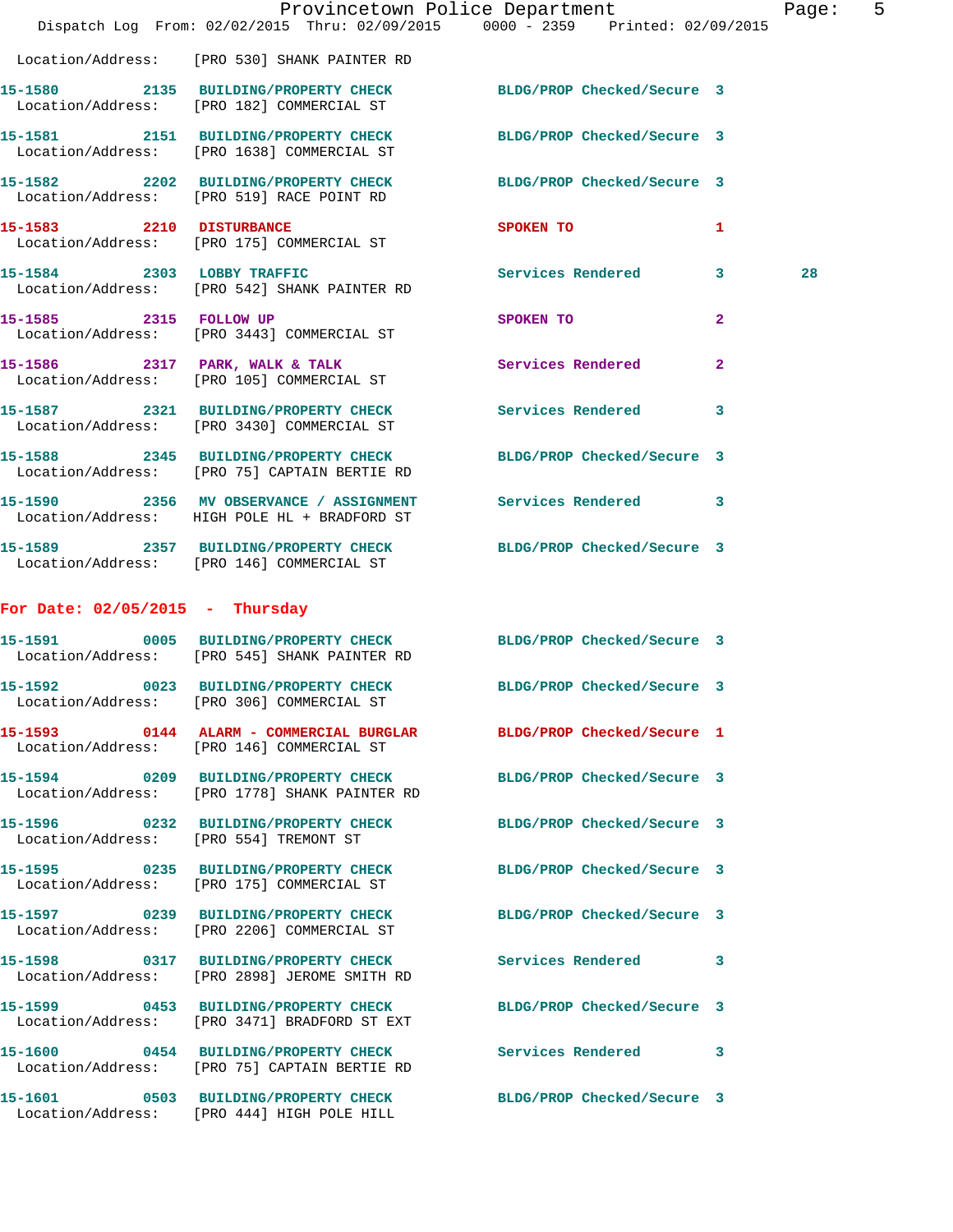Location/Address: [PRO 530] SHANK PAINTER RD

15-1580 2135 BUILDING/PROPERTY CHECK BLDG/PROP Checked/Secure 3
Location/Address: [PRO 182] COMMERCIAL ST

15-1581 2151 BUILDING/PROPERTY CHECK BLDG/PROP Checked/Secure 3
Location/Address: [PRO 1638] COMMERCIAL ST

15-1582 2202 BUILDING/PROPERTY CHECK BLDG/PROP Checked/Secure 3
Location/Address: [PRO 519] RACE POINT RD

15-1583 2210 DISTURBANCE SPOKEN TO 1
Location/Address: [PRO 175] COMMERCIAL ST

15-1584 2303 LOBBY TRAFFIC Services Rendered 3 28
Location/Address: [PRO 542] SHANK PAINTER RD

15-1585 2315 FOLLOW UP SPOKEN TO 2
Location/Address: [PRO 3443] COMMERCIAL ST

15-1586 2317 PARK, WALK & TALK Services Rendered 2
Location/Address: [PRO 105] COMMERCIAL ST

15-1587 2321 BUILDING/PROPERTY CHECK Services Rendered 3
Location/Address: [PRO 3430] COMMERCIAL ST

15-1588 2345 BUILDING/PROPERTY CHECK BLDG/PROP Checked/Secure 3
Location/Address: [PRO 75] CAPTAIN BERTIE RD

15-1590 2356 MV OBSERVANCE / ASSIGNMENT Services Rendered 3
Location/Address: HIGH POLE HL + BRADFORD ST

15-1589 2357 BUILDING/PROPERTY CHECK BLDG/PROP Checked/Secure 3
Location/Address: [PRO 146] COMMERCIAL ST

## For Date: 02/05/2015 - Thursday

15-1591 0005 BUILDING/PROPERTY CHECK BLDG/PROP Checked/Secure 3
Location/Address: [PRO 545] SHANK PAINTER RD

15-1592 0023 BUILDING/PROPERTY CHECK BLDG/PROP Checked/Secure 3
Location/Address: [PRO 306] COMMERCIAL ST

15-1593 0144 ALARM - COMMERCIAL BURGLAR BLDG/PROP Checked/Secure 1
Location/Address: [PRO 146] COMMERCIAL ST

15-1594 0209 BUILDING/PROPERTY CHECK BLDG/PROP Checked/Secure 3
Location/Address: [PRO 1778] SHANK PAINTER RD

15-1596 0232 BUILDING/PROPERTY CHECK BLDG/PROP Checked/Secure 3
Location/Address: [PRO 554] TREMONT ST

15-1595 0235 BUILDING/PROPERTY CHECK BLDG/PROP Checked/Secure 3
Location/Address: [PRO 175] COMMERCIAL ST

15-1597 0239 BUILDING/PROPERTY CHECK BLDG/PROP Checked/Secure 3
Location/Address: [PRO 2206] COMMERCIAL ST

15-1598 0317 BUILDING/PROPERTY CHECK Services Rendered 3
Location/Address: [PRO 2898] JEROME SMITH RD

15-1599 0453 BUILDING/PROPERTY CHECK BLDG/PROP Checked/Secure 3
Location/Address: [PRO 3471] BRADFORD ST EXT

15-1600 0454 BUILDING/PROPERTY CHECK Services Rendered 3
Location/Address: [PRO 75] CAPTAIN BERTIE RD

15-1601 0503 BUILDING/PROPERTY CHECK BLDG/PROP Checked/Secure 3
Location/Address: [PRO 444] HIGH POLE HILL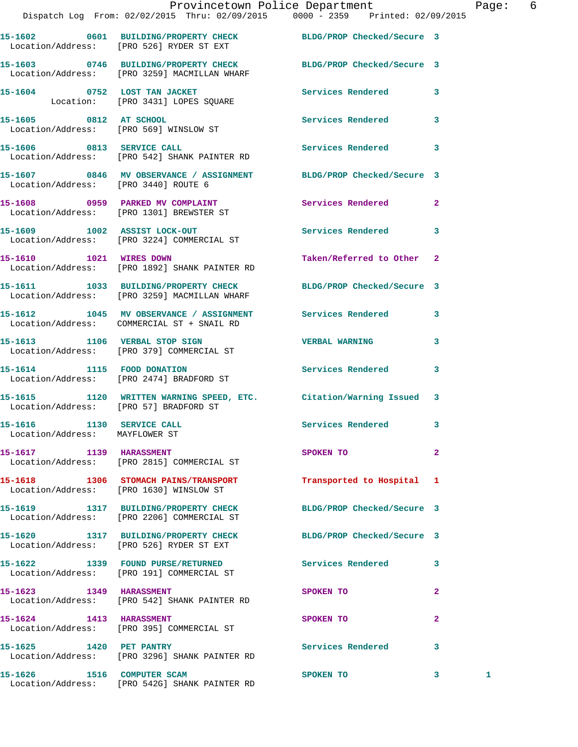15-1602 0601 BUILDING/PROPERTY CHECK BLDG/PROP Checked/Secure 3
Location/Address: [PRO 526] RYDER ST EXT

15-1603 0746 BUILDING/PROPERTY CHECK BLDG/PROP Checked/Secure 3
Location/Address: [PRO 3259] MACMILLAN WHARF

15-1604 0752 LOST TAN JACKET Services Rendered 3
Location: [PRO 3431] LOPES SQUARE

15-1605 0812 AT SCHOOL Services Rendered 3
Location/Address: [PRO 569] WINSLOW ST

15-1606 0813 SERVICE CALL Services Rendered 3
Location/Address: [PRO 542] SHANK PAINTER RD

15-1607 0846 MV OBSERVANCE / ASSIGNMENT BLDG/PROP Checked/Secure 3
Location/Address: [PRO 3440] ROUTE 6

15-1608 0959 PARKED MV COMPLAINT Services Rendered 2
Location/Address: [PRO 1301] BREWSTER ST

15-1609 1002 ASSIST LOCK-OUT Services Rendered 3
Location/Address: [PRO 3224] COMMERCIAL ST

15-1610 1021 WIRES DOWN Taken/Referred to Other 2
Location/Address: [PRO 1892] SHANK PAINTER RD

15-1611 1033 BUILDING/PROPERTY CHECK BLDG/PROP Checked/Secure 3
Location/Address: [PRO 3259] MACMILLAN WHARF

15-1612 1045 MV OBSERVANCE / ASSIGNMENT Services Rendered 3
Location/Address: COMMERCIAL ST + SNAIL RD

15-1613 1106 VERBAL STOP SIGN VERBAL WARNING 3
Location/Address: [PRO 379] COMMERCIAL ST

15-1614 1115 FOOD DONATION Services Rendered 3
Location/Address: [PRO 2474] BRADFORD ST

15-1615 1120 WRITTEN WARNING SPEED, ETC. Citation/Warning Issued 3
Location/Address: [PRO 57] BRADFORD ST

15-1616 1130 SERVICE CALL Services Rendered 3
Location/Address: MAYFLOWER ST

15-1617 1139 HARASSMENT SPOKEN TO 2
Location/Address: [PRO 2815] COMMERCIAL ST

15-1618 1306 STOMACH PAINS/TRANSPORT Transported to Hospital 1
Location/Address: [PRO 1630] WINSLOW ST

15-1619 1317 BUILDING/PROPERTY CHECK BLDG/PROP Checked/Secure 3
Location/Address: [PRO 2206] COMMERCIAL ST

15-1620 1317 BUILDING/PROPERTY CHECK BLDG/PROP Checked/Secure 3
Location/Address: [PRO 526] RYDER ST EXT

15-1622 1339 FOUND PURSE/RETURNED Services Rendered 3
Location/Address: [PRO 191] COMMERCIAL ST

15-1623 1349 HARASSMENT SPOKEN TO 2
Location/Address: [PRO 542] SHANK PAINTER RD

15-1624 1413 HARASSMENT SPOKEN TO 2
Location/Address: [PRO 395] COMMERCIAL ST

15-1625 1420 PET PANTRY Services Rendered 3
Location/Address: [PRO 3296] SHANK PAINTER RD

15-1626 1516 COMPUTER SCAM SPOKEN TO 3 1
Location/Address: [PRO 542G] SHANK PAINTER RD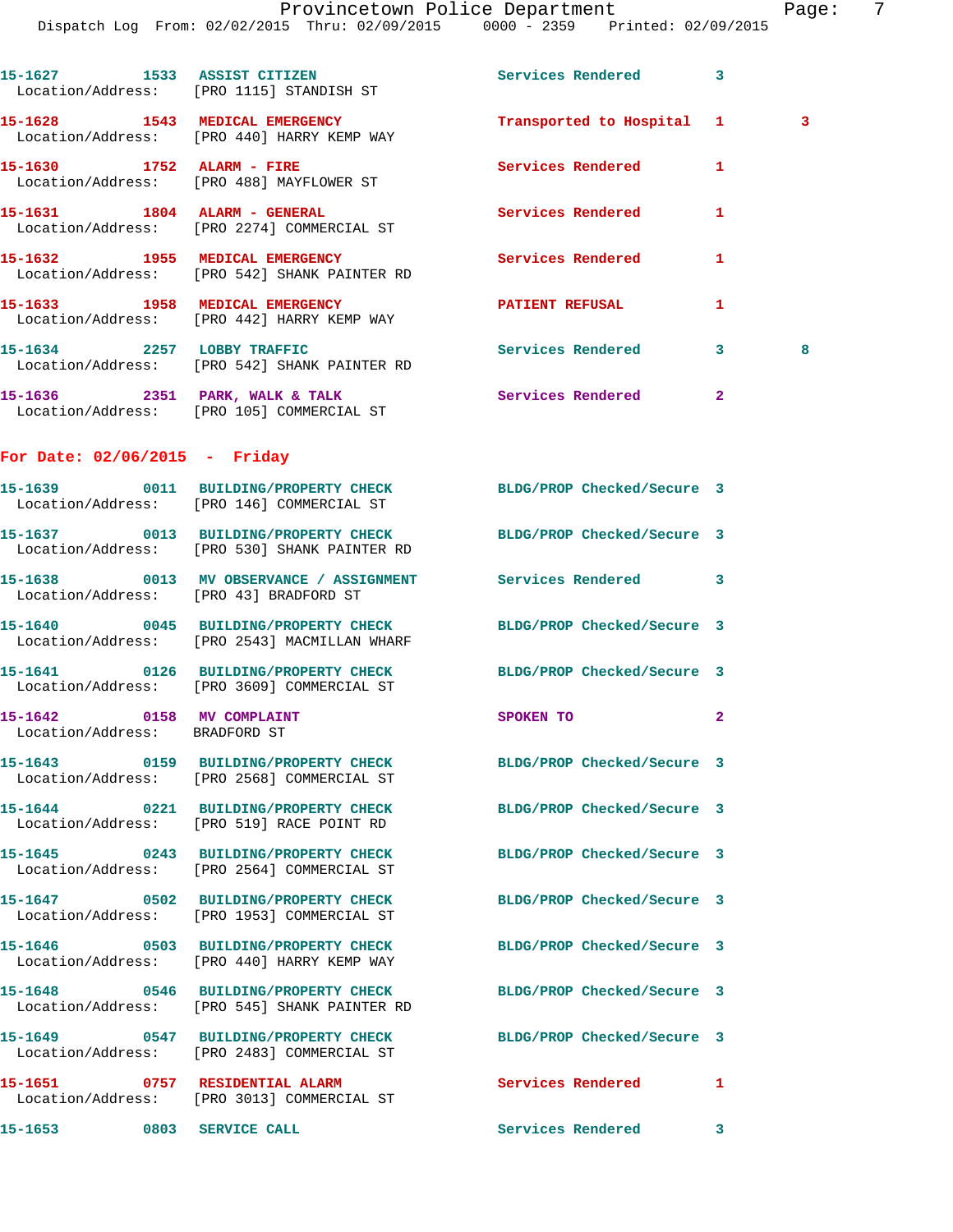15-1627 1533 ASSIST CITIZEN Services Rendered 3
Location/Address: [PRO 1115] STANDISH ST

15-1628 1543 MEDICAL EMERGENCY Transported to Hospital 1 3
Location/Address: [PRO 440] HARRY KEMP WAY

15-1630 1752 ALARM - FIRE Services Rendered 1
Location/Address: [PRO 488] MAYFLOWER ST

15-1631 1804 ALARM - GENERAL Services Rendered 1
Location/Address: [PRO 2274] COMMERCIAL ST

15-1632 1955 MEDICAL EMERGENCY Services Rendered 1
Location/Address: [PRO 542] SHANK PAINTER RD

15-1633 1958 MEDICAL EMERGENCY PATIENT REFUSAL 1
Location/Address: [PRO 442] HARRY KEMP WAY

15-1634 2257 LOBBY TRAFFIC Services Rendered 3 8
Location/Address: [PRO 542] SHANK PAINTER RD

15-1636 2351 PARK, WALK & TALK Services Rendered 2
Location/Address: [PRO 105] COMMERCIAL ST

## For Date: 02/06/2015 - Friday

15-1639 0011 BUILDING/PROPERTY CHECK BLDG/PROP Checked/Secure 3
Location/Address: [PRO 146] COMMERCIAL ST

15-1637 0013 BUILDING/PROPERTY CHECK BLDG/PROP Checked/Secure 3
Location/Address: [PRO 530] SHANK PAINTER RD

15-1638 0013 MV OBSERVANCE / ASSIGNMENT Services Rendered 3
Location/Address: [PRO 43] BRADFORD ST

15-1640 0045 BUILDING/PROPERTY CHECK BLDG/PROP Checked/Secure 3
Location/Address: [PRO 2543] MACMILLAN WHARF

15-1641 0126 BUILDING/PROPERTY CHECK BLDG/PROP Checked/Secure 3
Location/Address: [PRO 3609] COMMERCIAL ST

15-1642 0158 MV COMPLAINT SPOKEN TO 2
Location/Address: BRADFORD ST

15-1643 0159 BUILDING/PROPERTY CHECK BLDG/PROP Checked/Secure 3
Location/Address: [PRO 2568] COMMERCIAL ST

15-1644 0221 BUILDING/PROPERTY CHECK BLDG/PROP Checked/Secure 3
Location/Address: [PRO 519] RACE POINT RD

15-1645 0243 BUILDING/PROPERTY CHECK BLDG/PROP Checked/Secure 3
Location/Address: [PRO 2564] COMMERCIAL ST

15-1647 0502 BUILDING/PROPERTY CHECK BLDG/PROP Checked/Secure 3
Location/Address: [PRO 1953] COMMERCIAL ST

15-1646 0503 BUILDING/PROPERTY CHECK BLDG/PROP Checked/Secure 3
Location/Address: [PRO 440] HARRY KEMP WAY

15-1648 0546 BUILDING/PROPERTY CHECK BLDG/PROP Checked/Secure 3
Location/Address: [PRO 545] SHANK PAINTER RD

15-1649 0547 BUILDING/PROPERTY CHECK BLDG/PROP Checked/Secure 3
Location/Address: [PRO 2483] COMMERCIAL ST

15-1651 0757 RESIDENTIAL ALARM Services Rendered 1
Location/Address: [PRO 3013] COMMERCIAL ST

15-1653 0803 SERVICE CALL Services Rendered 3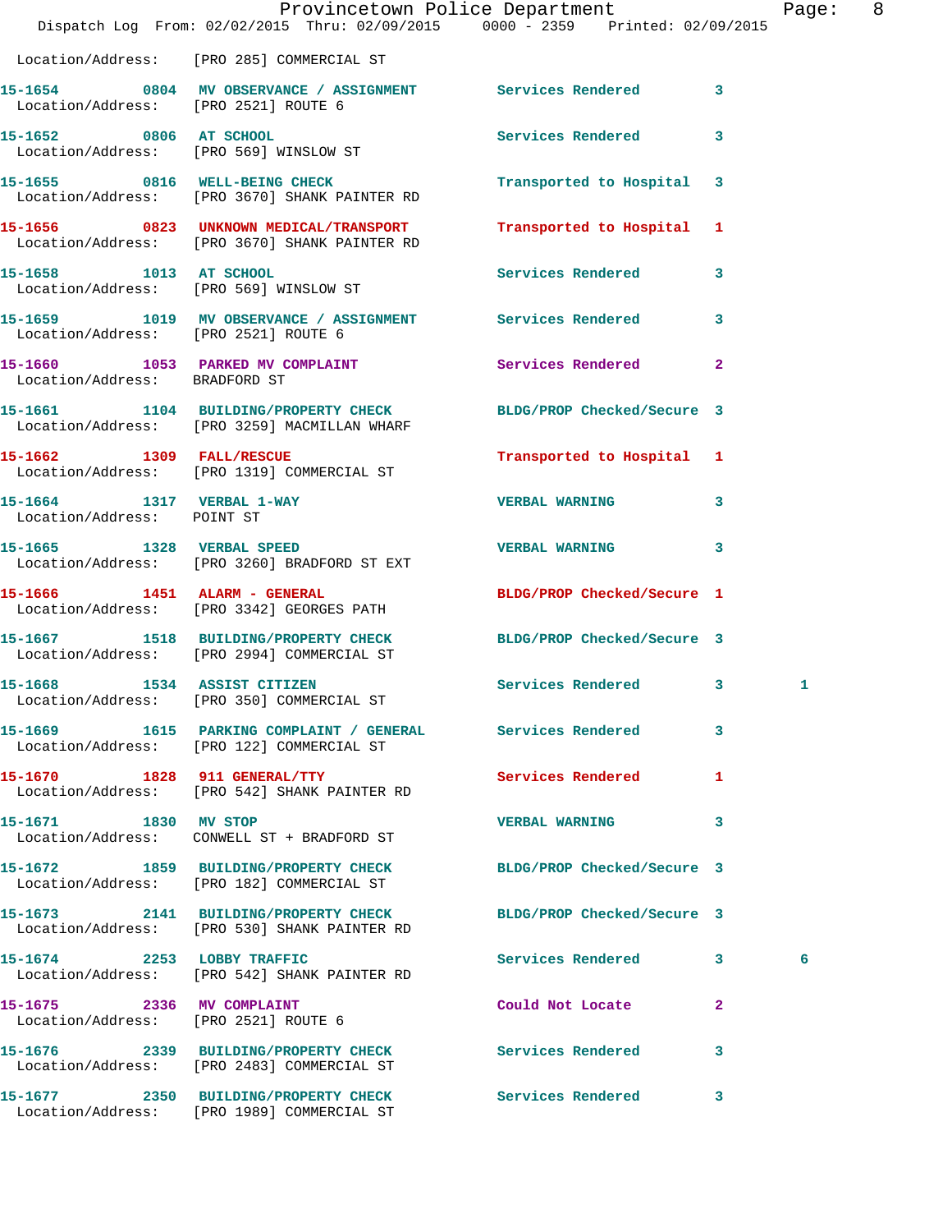Location/Address: [PRO 285] COMMERCIAL ST

| Call # | Time | Call Reason | Action | Priority | |
|---|---|---|---|---|---|
| 15-1654 | 0804 | MV OBSERVANCE / ASSIGNMENT | Services Rendered | 3 | |
| | | Location/Address: [PRO 2521] ROUTE 6 | | | |
| 15-1652 | 0806 | AT SCHOOL | Services Rendered | 3 | |
| | | Location/Address: [PRO 569] WINSLOW ST | | | |
| 15-1655 | 0816 | WELL-BEING CHECK | Transported to Hospital | 3 | |
| | | Location/Address: [PRO 3670] SHANK PAINTER RD | | | |
| 15-1656 | 0823 | UNKNOWN MEDICAL/TRANSPORT | Transported to Hospital | 1 | |
| | | Location/Address: [PRO 3670] SHANK PAINTER RD | | | |
| 15-1658 | 1013 | AT SCHOOL | Services Rendered | 3 | |
| | | Location/Address: [PRO 569] WINSLOW ST | | | |
| 15-1659 | 1019 | MV OBSERVANCE / ASSIGNMENT | Services Rendered | 3 | |
| | | Location/Address: [PRO 2521] ROUTE 6 | | | |
| 15-1660 | 1053 | PARKED MV COMPLAINT | Services Rendered | 2 | |
| | | Location/Address: BRADFORD ST | | | |
| 15-1661 | 1104 | BUILDING/PROPERTY CHECK | BLDG/PROP Checked/Secure | 3 | |
| | | Location/Address: [PRO 3259] MACMILLAN WHARF | | | |
| 15-1662 | 1309 | FALL/RESCUE | Transported to Hospital | 1 | |
| | | Location/Address: [PRO 1319] COMMERCIAL ST | | | |
| 15-1664 | 1317 | VERBAL 1-WAY | VERBAL WARNING | 3 | |
| | | Location/Address: POINT ST | | | |
| 15-1665 | 1328 | VERBAL SPEED | VERBAL WARNING | 3 | |
| | | Location/Address: [PRO 3260] BRADFORD ST EXT | | | |
| 15-1666 | 1451 | ALARM - GENERAL | BLDG/PROP Checked/Secure | 1 | |
| | | Location/Address: [PRO 3342] GEORGES PATH | | | |
| 15-1667 | 1518 | BUILDING/PROPERTY CHECK | BLDG/PROP Checked/Secure | 3 | |
| | | Location/Address: [PRO 2994] COMMERCIAL ST | | | |
| 15-1668 | 1534 | ASSIST CITIZEN | Services Rendered | 3 | 1 |
| | | Location/Address: [PRO 350] COMMERCIAL ST | | | |
| 15-1669 | 1615 | PARKING COMPLAINT / GENERAL | Services Rendered | 3 | |
| | | Location/Address: [PRO 122] COMMERCIAL ST | | | |
| 15-1670 | 1828 | 911 GENERAL/TTY | Services Rendered | 1 | |
| | | Location/Address: [PRO 542] SHANK PAINTER RD | | | |
| 15-1671 | 1830 | MV STOP | VERBAL WARNING | 3 | |
| | | Location/Address: CONWELL ST + BRADFORD ST | | | |
| 15-1672 | 1859 | BUILDING/PROPERTY CHECK | BLDG/PROP Checked/Secure | 3 | |
| | | Location/Address: [PRO 182] COMMERCIAL ST | | | |
| 15-1673 | 2141 | BUILDING/PROPERTY CHECK | BLDG/PROP Checked/Secure | 3 | |
| | | Location/Address: [PRO 530] SHANK PAINTER RD | | | |
| 15-1674 | 2253 | LOBBY TRAFFIC | Services Rendered | 3 | 6 |
| | | Location/Address: [PRO 542] SHANK PAINTER RD | | | |
| 15-1675 | 2336 | MV COMPLAINT | Could Not Locate | 2 | |
| | | Location/Address: [PRO 2521] ROUTE 6 | | | |
| 15-1676 | 2339 | BUILDING/PROPERTY CHECK | Services Rendered | 3 | |
| | | Location/Address: [PRO 2483] COMMERCIAL ST | | | |
| 15-1677 | 2350 | BUILDING/PROPERTY CHECK | Services Rendered | 3 | |
| | | Location/Address: [PRO 1989] COMMERCIAL ST | | | |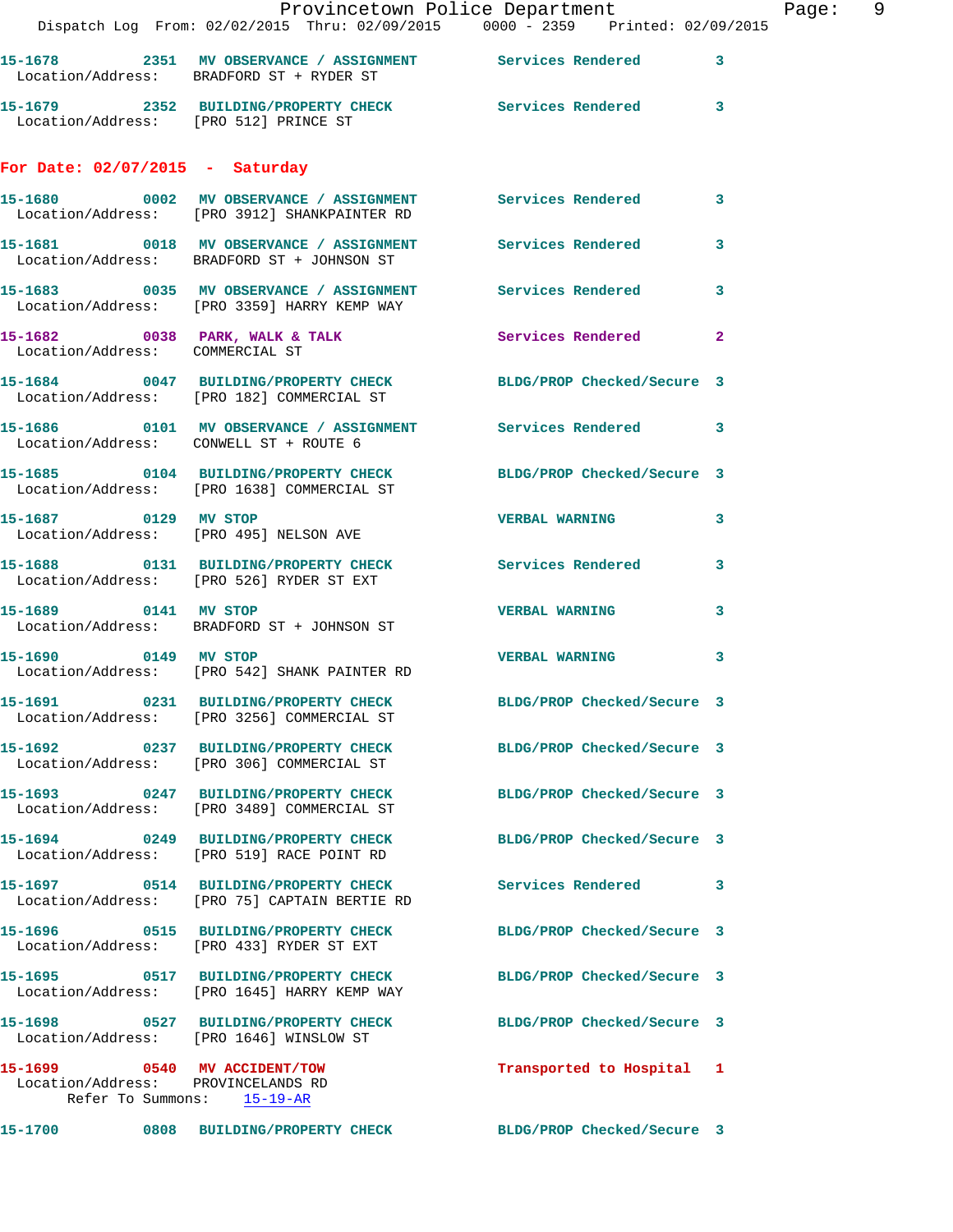15-1678 2351 MV OBSERVANCE / ASSIGNMENT Services Rendered 3
Location/Address: BRADFORD ST + RYDER ST

15-1679 2352 BUILDING/PROPERTY CHECK Services Rendered 3
Location/Address: [PRO 512] PRINCE ST

## For Date: 02/07/2015 - Saturday

15-1680 0002 MV OBSERVANCE / ASSIGNMENT Services Rendered 3
Location/Address: [PRO 3912] SHANKPAINTER RD

15-1681 0018 MV OBSERVANCE / ASSIGNMENT Services Rendered 3
Location/Address: BRADFORD ST + JOHNSON ST

15-1683 0035 MV OBSERVANCE / ASSIGNMENT Services Rendered 3
Location/Address: [PRO 3359] HARRY KEMP WAY

15-1682 0038 PARK, WALK & TALK Services Rendered 2
Location/Address: COMMERCIAL ST

15-1684 0047 BUILDING/PROPERTY CHECK BLDG/PROP Checked/Secure 3
Location/Address: [PRO 182] COMMERCIAL ST

15-1686 0101 MV OBSERVANCE / ASSIGNMENT Services Rendered 3
Location/Address: CONWELL ST + ROUTE 6

15-1685 0104 BUILDING/PROPERTY CHECK BLDG/PROP Checked/Secure 3
Location/Address: [PRO 1638] COMMERCIAL ST

15-1687 0129 MV STOP VERBAL WARNING 3
Location/Address: [PRO 495] NELSON AVE

15-1688 0131 BUILDING/PROPERTY CHECK Services Rendered 3
Location/Address: [PRO 526] RYDER ST EXT

15-1689 0141 MV STOP VERBAL WARNING 3
Location/Address: BRADFORD ST + JOHNSON ST

15-1690 0149 MV STOP VERBAL WARNING 3
Location/Address: [PRO 542] SHANK PAINTER RD

15-1691 0231 BUILDING/PROPERTY CHECK BLDG/PROP Checked/Secure 3
Location/Address: [PRO 3256] COMMERCIAL ST

15-1692 0237 BUILDING/PROPERTY CHECK BLDG/PROP Checked/Secure 3
Location/Address: [PRO 306] COMMERCIAL ST

15-1693 0247 BUILDING/PROPERTY CHECK BLDG/PROP Checked/Secure 3
Location/Address: [PRO 3489] COMMERCIAL ST

15-1694 0249 BUILDING/PROPERTY CHECK BLDG/PROP Checked/Secure 3
Location/Address: [PRO 519] RACE POINT RD

15-1697 0514 BUILDING/PROPERTY CHECK Services Rendered 3
Location/Address: [PRO 75] CAPTAIN BERTIE RD

15-1696 0515 BUILDING/PROPERTY CHECK BLDG/PROP Checked/Secure 3
Location/Address: [PRO 433] RYDER ST EXT

15-1695 0517 BUILDING/PROPERTY CHECK BLDG/PROP Checked/Secure 3
Location/Address: [PRO 1645] HARRY KEMP WAY

15-1698 0527 BUILDING/PROPERTY CHECK BLDG/PROP Checked/Secure 3
Location/Address: [PRO 1646] WINSLOW ST

15-1699 0540 MV ACCIDENT/TOW Transported to Hospital 1
Location/Address: PROVINCELANDS RD
Refer To Summons: 15-19-AR

15-1700 0808 BUILDING/PROPERTY CHECK BLDG/PROP Checked/Secure 3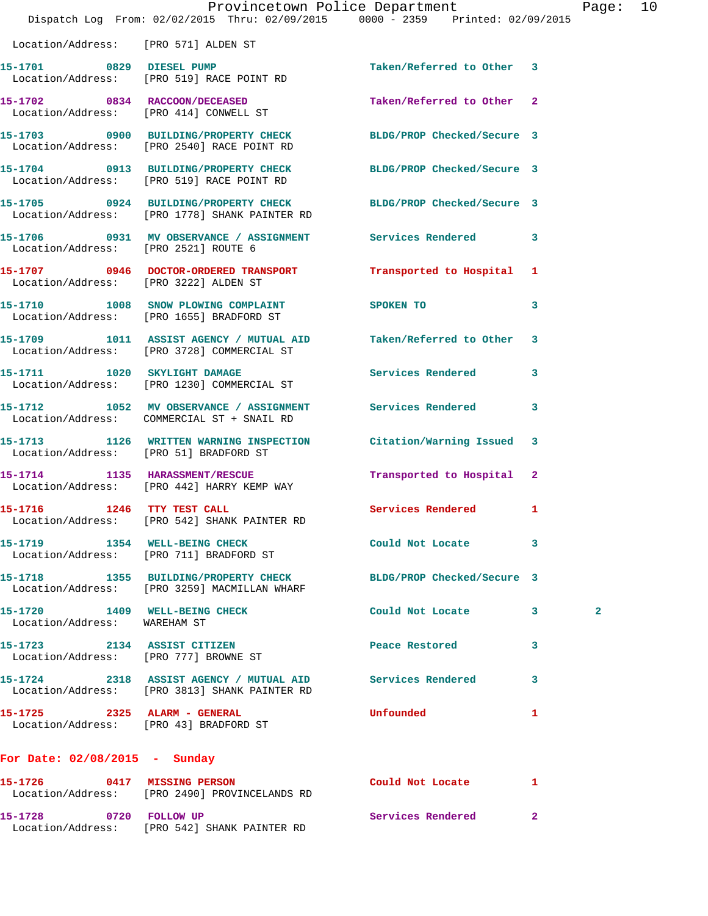Location/Address: [PRO 571] ALDEN ST

**15-1701** 0829 **DIESEL PUMP** Taken/Referred to Other 3
Location/Address: [PRO 519] RACE POINT RD

**15-1702** 0834 **RACCOON/DECEASED** Taken/Referred to Other 2
Location/Address: [PRO 414] CONWELL ST

**15-1703** 0900 **BUILDING/PROPERTY CHECK** BLDG/PROP Checked/Secure 3
Location/Address: [PRO 2540] RACE POINT RD

**15-1704** 0913 **BUILDING/PROPERTY CHECK** BLDG/PROP Checked/Secure 3
Location/Address: [PRO 519] RACE POINT RD

**15-1705** 0924 **BUILDING/PROPERTY CHECK** BLDG/PROP Checked/Secure 3
Location/Address: [PRO 1778] SHANK PAINTER RD

**15-1706** 0931 **MV OBSERVANCE / ASSIGNMENT** Services Rendered 3
Location/Address: [PRO 2521] ROUTE 6

**15-1707** 0946 **DOCTOR-ORDERED TRANSPORT** Transported to Hospital 1
Location/Address: [PRO 3222] ALDEN ST

**15-1710** 1008 **SNOW PLOWING COMPLAINT** SPOKEN TO 3
Location/Address: [PRO 1655] BRADFORD ST

**15-1709** 1011 **ASSIST AGENCY / MUTUAL AID** Taken/Referred to Other 3
Location/Address: [PRO 3728] COMMERCIAL ST

**15-1711** 1020 **SKYLIGHT DAMAGE** Services Rendered 3
Location/Address: [PRO 1230] COMMERCIAL ST

**15-1712** 1052 **MV OBSERVANCE / ASSIGNMENT** Services Rendered 3
Location/Address: COMMERCIAL ST + SNAIL RD

**15-1713** 1126 **WRITTEN WARNING INSPECTION** Citation/Warning Issued 3
Location/Address: [PRO 51] BRADFORD ST

**15-1714** 1135 **HARASSMENT/RESCUE** Transported to Hospital 2
Location/Address: [PRO 442] HARRY KEMP WAY

**15-1716** 1246 **TTY TEST CALL** Services Rendered 1
Location/Address: [PRO 542] SHANK PAINTER RD

**15-1719** 1354 **WELL-BEING CHECK** Could Not Locate 3
Location/Address: [PRO 711] BRADFORD ST

**15-1718** 1355 **BUILDING/PROPERTY CHECK** BLDG/PROP Checked/Secure 3
Location/Address: [PRO 3259] MACMILLAN WHARF

**15-1720** 1409 **WELL-BEING CHECK** Could Not Locate 3 2
Location/Address: WAREHAM ST

**15-1723** 2134 **ASSIST CITIZEN** Peace Restored 3
Location/Address: [PRO 777] BROWNE ST

**15-1724** 2318 **ASSIST AGENCY / MUTUAL AID** Services Rendered 3
Location/Address: [PRO 3813] SHANK PAINTER RD

**15-1725** 2325 **ALARM - GENERAL** Unfounded 1
Location/Address: [PRO 43] BRADFORD ST

## For Date: 02/08/2015 - Sunday

**15-1726** 0417 **MISSING PERSON** Could Not Locate 1
Location/Address: [PRO 2490] PROVINCELANDS RD

**15-1728** 0720 **FOLLOW UP** Services Rendered 2
Location/Address: [PRO 542] SHANK PAINTER RD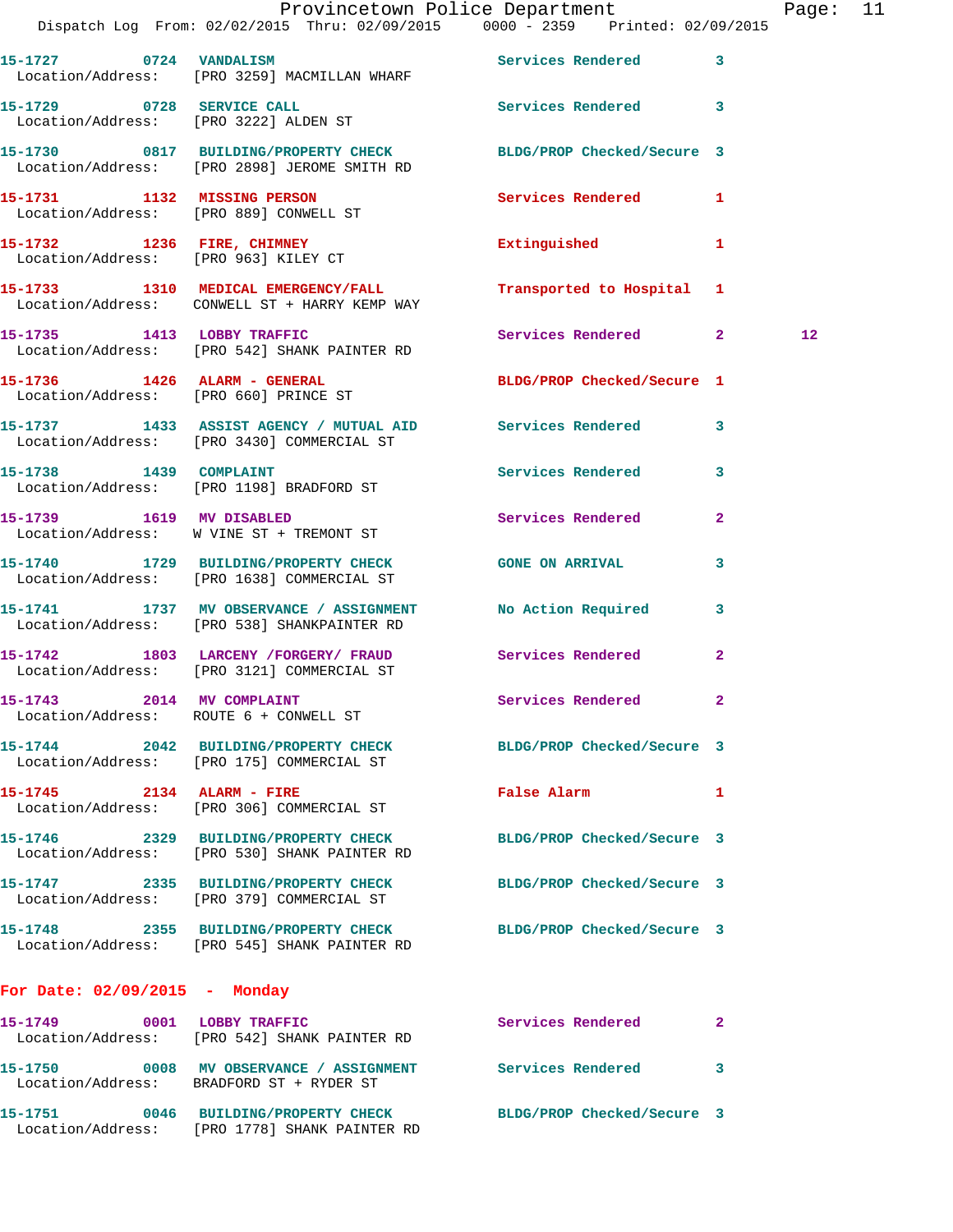15-1727 0724 VANDALISM Services Rendered 3
Location/Address: [PRO 3259] MACMILLAN WHARF

15-1729 0728 SERVICE CALL Services Rendered 3
Location/Address: [PRO 3222] ALDEN ST

15-1730 0817 BUILDING/PROPERTY CHECK BLDG/PROP Checked/Secure 3
Location/Address: [PRO 2898] JEROME SMITH RD

15-1731 1132 MISSING PERSON Services Rendered 1
Location/Address: [PRO 889] CONWELL ST

15-1732 1236 FIRE, CHIMNEY Extinguished 1
Location/Address: [PRO 963] KILEY CT

15-1733 1310 MEDICAL EMERGENCY/FALL Transported to Hospital 1
Location/Address: CONWELL ST + HARRY KEMP WAY

15-1735 1413 LOBBY TRAFFIC Services Rendered 2 12
Location/Address: [PRO 542] SHANK PAINTER RD

15-1736 1426 ALARM - GENERAL BLDG/PROP Checked/Secure 1
Location/Address: [PRO 660] PRINCE ST

15-1737 1433 ASSIST AGENCY / MUTUAL AID Services Rendered 3
Location/Address: [PRO 3430] COMMERCIAL ST

15-1738 1439 COMPLAINT Services Rendered 3
Location/Address: [PRO 1198] BRADFORD ST

15-1739 1619 MV DISABLED Services Rendered 2
Location/Address: W VINE ST + TREMONT ST

15-1740 1729 BUILDING/PROPERTY CHECK GONE ON ARRIVAL 3
Location/Address: [PRO 1638] COMMERCIAL ST

15-1741 1737 MV OBSERVANCE / ASSIGNMENT No Action Required 3
Location/Address: [PRO 538] SHANKPAINTER RD

15-1742 1803 LARCENY /FORGERY/ FRAUD Services Rendered 2
Location/Address: [PRO 3121] COMMERCIAL ST

15-1743 2014 MV COMPLAINT Services Rendered 2
Location/Address: ROUTE 6 + CONWELL ST

15-1744 2042 BUILDING/PROPERTY CHECK BLDG/PROP Checked/Secure 3
Location/Address: [PRO 175] COMMERCIAL ST

15-1745 2134 ALARM - FIRE False Alarm 1
Location/Address: [PRO 306] COMMERCIAL ST

15-1746 2329 BUILDING/PROPERTY CHECK BLDG/PROP Checked/Secure 3
Location/Address: [PRO 530] SHANK PAINTER RD

15-1747 2335 BUILDING/PROPERTY CHECK BLDG/PROP Checked/Secure 3
Location/Address: [PRO 379] COMMERCIAL ST

15-1748 2355 BUILDING/PROPERTY CHECK BLDG/PROP Checked/Secure 3
Location/Address: [PRO 545] SHANK PAINTER RD

**For Date: 02/09/2015 - Monday**

15-1749 0001 LOBBY TRAFFIC Services Rendered 2
Location/Address: [PRO 542] SHANK PAINTER RD

15-1750 0008 MV OBSERVANCE / ASSIGNMENT Services Rendered 3
Location/Address: BRADFORD ST + RYDER ST

15-1751 0046 BUILDING/PROPERTY CHECK BLDG/PROP Checked/Secure 3
Location/Address: [PRO 1778] SHANK PAINTER RD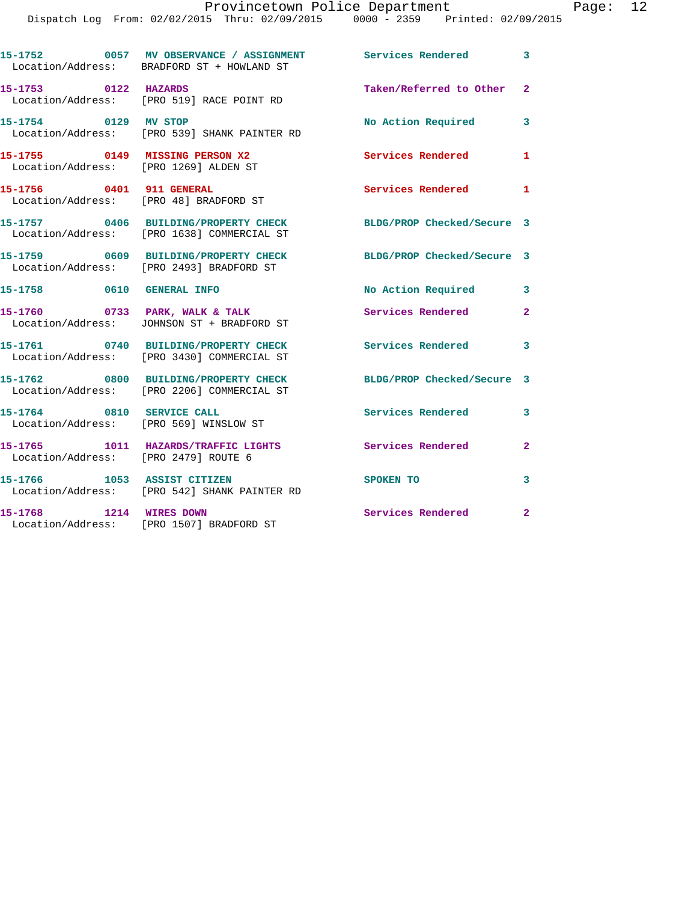15-1752 0057 MV OBSERVANCE / ASSIGNMENT Services Rendered 3
Location/Address: BRADFORD ST + HOWLAND ST

15-1753 0122 HAZARDS Taken/Referred to Other 2
Location/Address: [PRO 519] RACE POINT RD

15-1754 0129 MV STOP No Action Required 3
Location/Address: [PRO 539] SHANK PAINTER RD

15-1755 0149 MISSING PERSON X2 Services Rendered 1
Location/Address: [PRO 1269] ALDEN ST

15-1756 0401 911 GENERAL Services Rendered 1
Location/Address: [PRO 48] BRADFORD ST

15-1757 0406 BUILDING/PROPERTY CHECK BLDG/PROP Checked/Secure 3
Location/Address: [PRO 1638] COMMERCIAL ST

15-1759 0609 BUILDING/PROPERTY CHECK BLDG/PROP Checked/Secure 3
Location/Address: [PRO 2493] BRADFORD ST

15-1758 0610 GENERAL INFO No Action Required 3

15-1760 0733 PARK, WALK & TALK Services Rendered 2
Location/Address: JOHNSON ST + BRADFORD ST

15-1761 0740 BUILDING/PROPERTY CHECK Services Rendered 3
Location/Address: [PRO 3430] COMMERCIAL ST

15-1762 0800 BUILDING/PROPERTY CHECK BLDG/PROP Checked/Secure 3
Location/Address: [PRO 2206] COMMERCIAL ST

15-1764 0810 SERVICE CALL Services Rendered 3
Location/Address: [PRO 569] WINSLOW ST

15-1765 1011 HAZARDS/TRAFFIC LIGHTS Services Rendered 2
Location/Address: [PRO 2479] ROUTE 6

15-1766 1053 ASSIST CITIZEN SPOKEN TO 3
Location/Address: [PRO 542] SHANK PAINTER RD

15-1768 1214 WIRES DOWN Services Rendered 2
Location/Address: [PRO 1507] BRADFORD ST